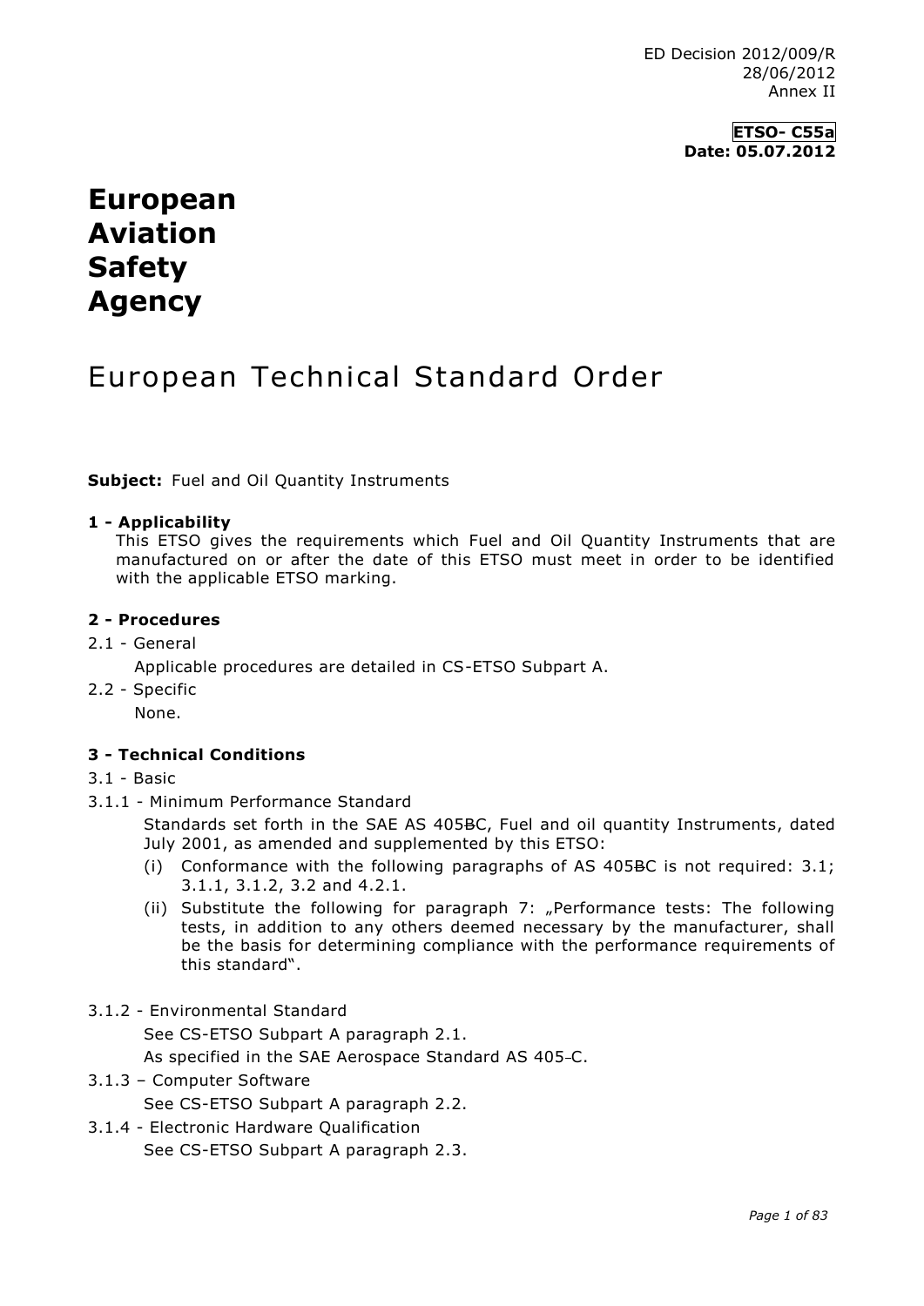ED Decision 2012/009/R
28/06/2012
Annex II

**ETSO- C55a**
**Date: 05.07.2012**

# European Aviation Safety Agency

# European Technical Standard Order

**Subject:** Fuel and Oil Quantity Instruments

### 1 - Applicability

This ETSO gives the requirements which Fuel and Oil Quantity Instruments that are manufactured on or after the date of this ETSO must meet in order to be identified with the applicable ETSO marking.

### 2 - Procedures

2.1 - General

Applicable procedures are detailed in CS-ETSO Subpart A.

2.2 - Specific

None.

### 3 - Technical Conditions

3.1 - Basic

3.1.1 - Minimum Performance Standard

Standards set forth in the SAE AS 405~~B~~C, Fuel and oil quantity Instruments, dated July 2001, as amended and supplemented by this ETSO:

(i) Conformance with the following paragraphs of AS 405~~B~~C is not required: 3.1; 3.1.1, 3.1.2, 3.2 and 4.2.1.

(ii) Substitute the following for paragraph 7: „Performance tests: The following tests, in addition to any others deemed necessary by the manufacturer, shall be the basis for determining compliance with the performance requirements of this standard".

3.1.2 - Environmental Standard

See CS-ETSO Subpart A paragraph 2.1.

As specified in the SAE Aerospace Standard AS 405-C.

3.1.3 – Computer Software

See CS-ETSO Subpart A paragraph 2.2.

3.1.4 - Electronic Hardware Qualification

See CS-ETSO Subpart A paragraph 2.3.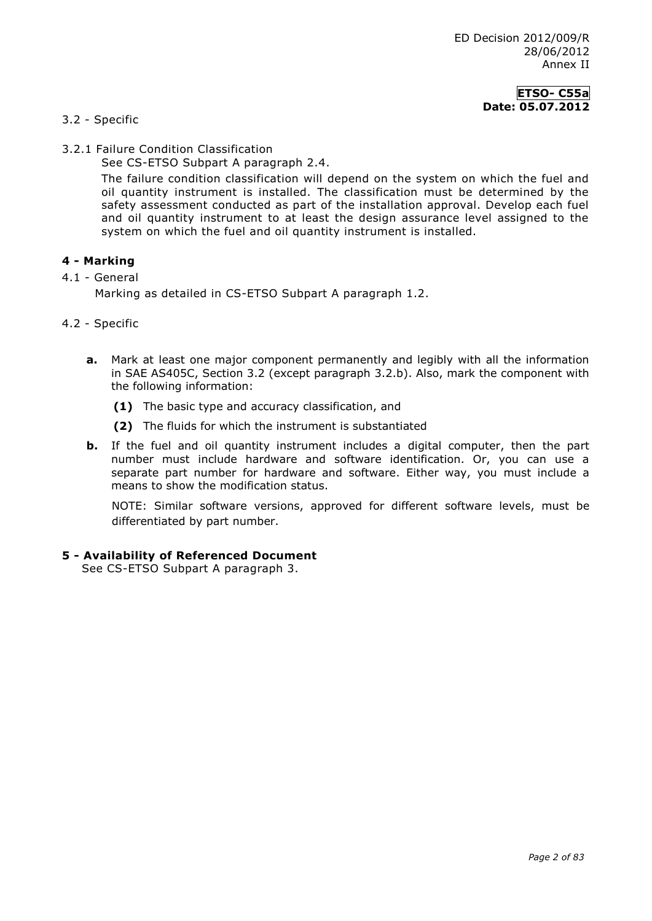3.2 - Specific

3.2.1 Failure Condition Classification

See CS-ETSO Subpart A paragraph 2.4.

The failure condition classification will depend on the system on which the fuel and oil quantity instrument is installed. The classification must be determined by the safety assessment conducted as part of the installation approval. Develop each fuel and oil quantity instrument to at least the design assurance level assigned to the system on which the fuel and oil quantity instrument is installed.

## 4 - Marking

4.1 - General

Marking as detailed in CS-ETSO Subpart A paragraph 1.2.

4.2 - Specific

**a.** Mark at least one major component permanently and legibly with all the information in SAE AS405C, Section 3.2 (except paragraph 3.2.b). Also, mark the component with the following information:

**(1)** The basic type and accuracy classification, and

**(2)** The fluids for which the instrument is substantiated

**b.** If the fuel and oil quantity instrument includes a digital computer, then the part number must include hardware and software identification. Or, you can use a separate part number for hardware and software. Either way, you must include a means to show the modification status.

NOTE: Similar software versions, approved for different software levels, must be differentiated by part number.

## 5 - Availability of Referenced Document

See CS-ETSO Subpart A paragraph 3.